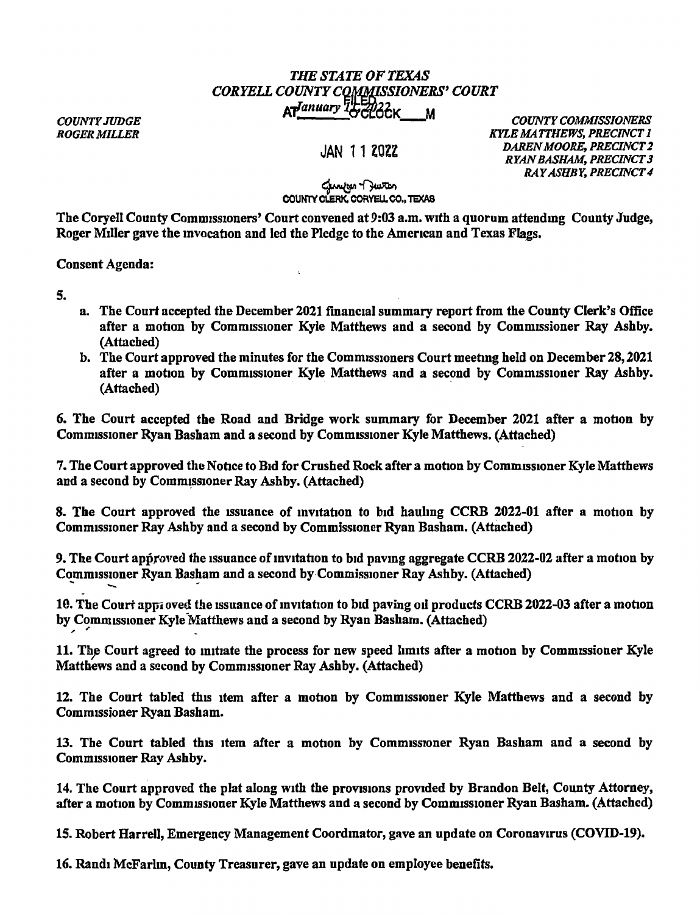*THE STATE OF TEXAS*
*CORYELL COUNTY COMMISSIONERS' COURT*

FILED
AT *January 11, 2022* O'CLOCK ___M

JAN 11 2022

COUNTY CLERK, CORYELL CO., TEXAS

*COUNTY JUDGE*
*ROGER MILLER*

*COUNTY COMMISSIONERS*
*KYLE MATTHEWS, PRECINCT 1*
*DAREN MOORE, PRECINCT 2*
*RYAN BASHAM, PRECINCT 3*
*RAY ASHBY, PRECINCT 4*

**The Coryell County Commissioners' Court convened at 9:03 a.m. with a quorum attending County Judge, Roger Miller gave the invocation and led the Pledge to the American and Texas Flags.**

**Consent Agenda:**

**5.**

- **a. The Court accepted the December 2021 financial summary report from the County Clerk's Office after a motion by Commissioner Kyle Matthews and a second by Commissioner Ray Ashby. (Attached)**
- **b. The Court approved the minutes for the Commissioners Court meeting held on December 28, 2021 after a motion by Commissioner Kyle Matthews and a second by Commissioner Ray Ashby. (Attached)**

**6. The Court accepted the Road and Bridge work summary for December 2021 after a motion by Commissioner Ryan Basham and a second by Commissioner Kyle Matthews. (Attached)**

**7. The Court approved the Notice to Bid for Crushed Rock after a motion by Commissioner Kyle Matthews and a second by Commissioner Ray Ashby. (Attached)**

**8. The Court approved the issuance of invitation to bid hauling CCRB 2022-01 after a motion by Commissioner Ray Ashby and a second by Commissioner Ryan Basham. (Attached)**

**9. The Court approved the issuance of invitation to bid paving aggregate CCRB 2022-02 after a motion by Commissioner Ryan Basham and a second by Commissioner Ray Ashby. (Attached)**

**10. The Court approved the issuance of invitation to bid paving oil products CCRB 2022-03 after a motion by Commissioner Kyle Matthews and a second by Ryan Basham. (Attached)**

**11. The Court agreed to initiate the process for new speed limits after a motion by Commissioner Kyle Matthews and a second by Commissioner Ray Ashby. (Attached)**

**12. The Court tabled this item after a motion by Commissioner Kyle Matthews and a second by Commissioner Ryan Basham.**

**13. The Court tabled this item after a motion by Commissioner Ryan Basham and a second by Commissioner Ray Ashby.**

**14. The Court approved the plat along with the provisions provided by Brandon Belt, County Attorney, after a motion by Commissioner Kyle Matthews and a second by Commissioner Ryan Basham. (Attached)**

**15. Robert Harrell, Emergency Management Coordinator, gave an update on Coronavirus (COVID-19).**

**16. Randi McFarlin, County Treasurer, gave an update on employee benefits.**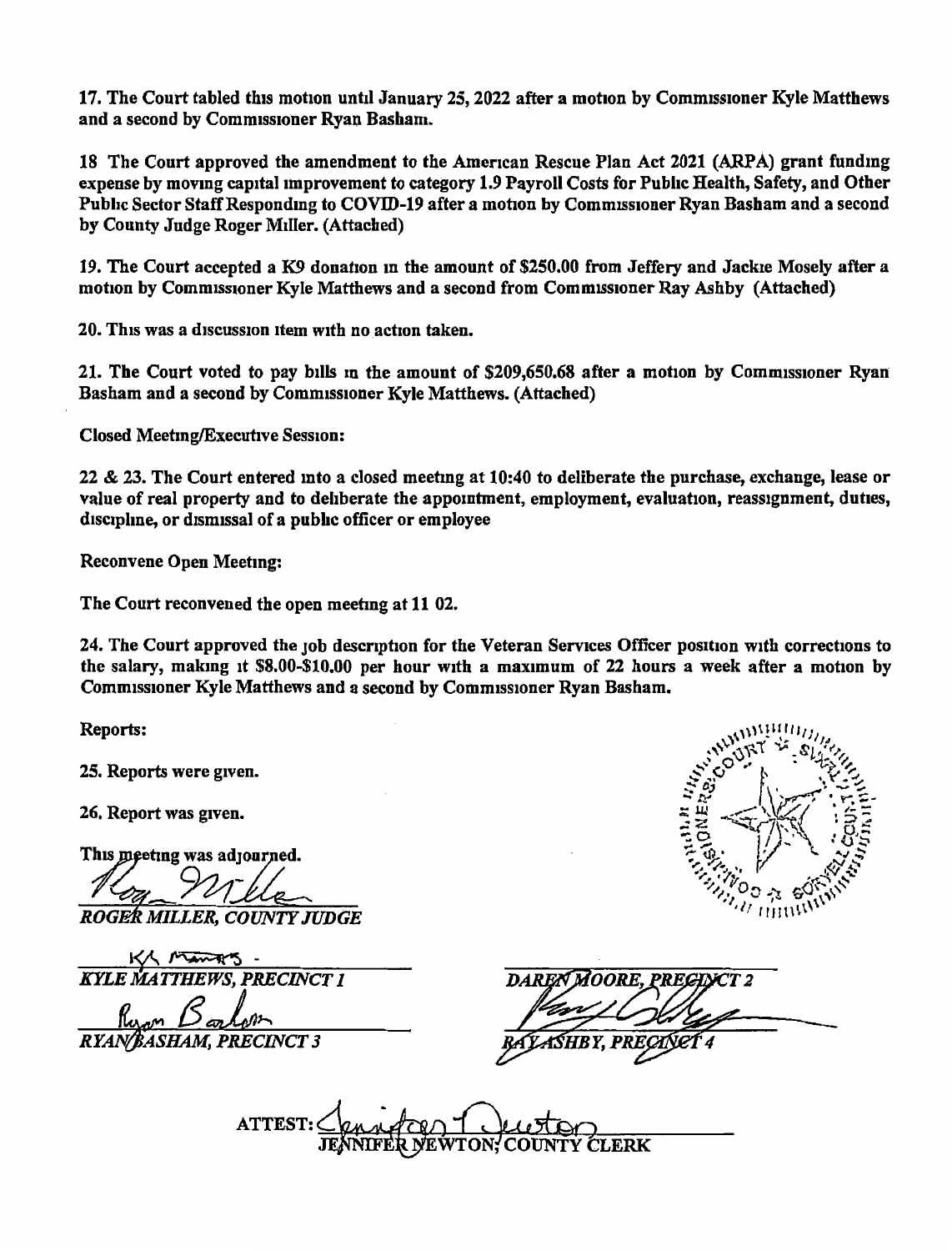17. The Court tabled this motion until January 25, 2022 after a motion by Commissioner Kyle Matthews and a second by Commissioner Ryan Basham.

18 The Court approved the amendment to the American Rescue Plan Act 2021 (ARPA) grant funding expense by moving capital improvement to category 1.9 Payroll Costs for Public Health, Safety, and Other Public Sector Staff Responding to COVID-19 after a motion by Commissioner Ryan Basham and a second by County Judge Roger Miller. (Attached)

19. The Court accepted a K9 donation in the amount of $250.00 from Jeffery and Jackie Mosely after a motion by Commissioner Kyle Matthews and a second from Commissioner Ray Ashby (Attached)

20. This was a discussion item with no action taken.

21. The Court voted to pay bills in the amount of $209,650.68 after a motion by Commissioner Ryan Basham and a second by Commissioner Kyle Matthews. (Attached)

Closed Meeting/Executive Session:

22 & 23. The Court entered into a closed meeting at 10:40 to deliberate the purchase, exchange, lease or value of real property and to deliberate the appointment, employment, evaluation, reassignment, duties, discipline, or dismissal of a public officer or employee

Reconvene Open Meeting:

The Court reconvened the open meeting at 11 02.

24. The Court approved the job description for the Veteran Services Officer position with corrections to the salary, making it $8.00-$10.00 per hour with a maximum of 22 hours a week after a motion by Commissioner Kyle Matthews and a second by Commissioner Ryan Basham.

Reports:

25. Reports were given.

26. Report was given.

This meeting was adjourned.

*ROGER MILLER, COUNTY JUDGE*

*KYLE MATTHEWS, PRECINCT 1*

*DAREN MOORE, PRECINCT 2*

*RYAN BASHAM, PRECINCT 3*

*RAY ASHBY, PRECINCT 4*

ATTEST: JENNIFER NEWTON, COUNTY CLERK